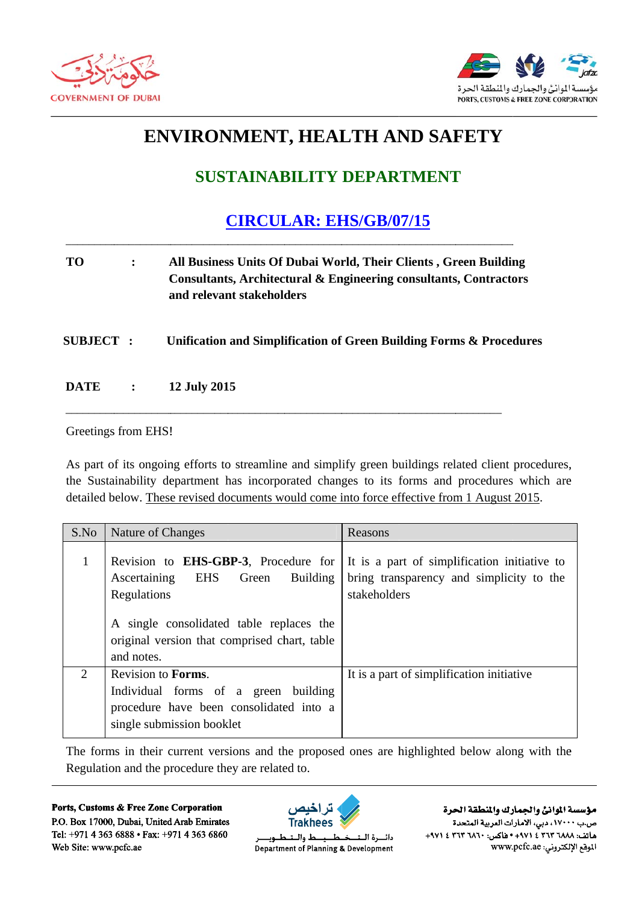# ENVIRONMENT, HEALTH AND SAFETY

## SUSTAINABILITY DEPARTMENT

## CIRCULAR: EHS/GB/07/15

**TO** : **All Business Units Of Dubai World, Their Clients , Green Building Consultants, Architectural & Engineering consultants, Contractors and relevant stakeholders**

**SUBJECT** : **Unification and Simplification of Green Building Forms & Procedures**

**DATE** : **12 July 2015**

Greetings from EHS!

As part of its ongoing efforts to streamline and simplify green buildings related client procedures, the Sustainability department has incorporated changes to its forms and procedures which are detailed below. These revised documents would come into force effective from 1 August 2015.

| S.No | Nature of Changes | Reasons |
|---|---|---|
| 1 | Revision to **EHS-GBP-3**, Procedure for Ascertaining EHS Green Building Regulations<br><br>A single consolidated table replaces the original version that comprised chart, table and notes. | It is a part of simplification initiative to bring transparency and simplicity to the stakeholders |
| 2 | Revision to **Forms**.<br>Individual forms of a green building procedure have been consolidated into a single submission booklet | It is a part of simplification initiative |

The forms in their current versions and the proposed ones are highlighted below along with the Regulation and the procedure they are related to.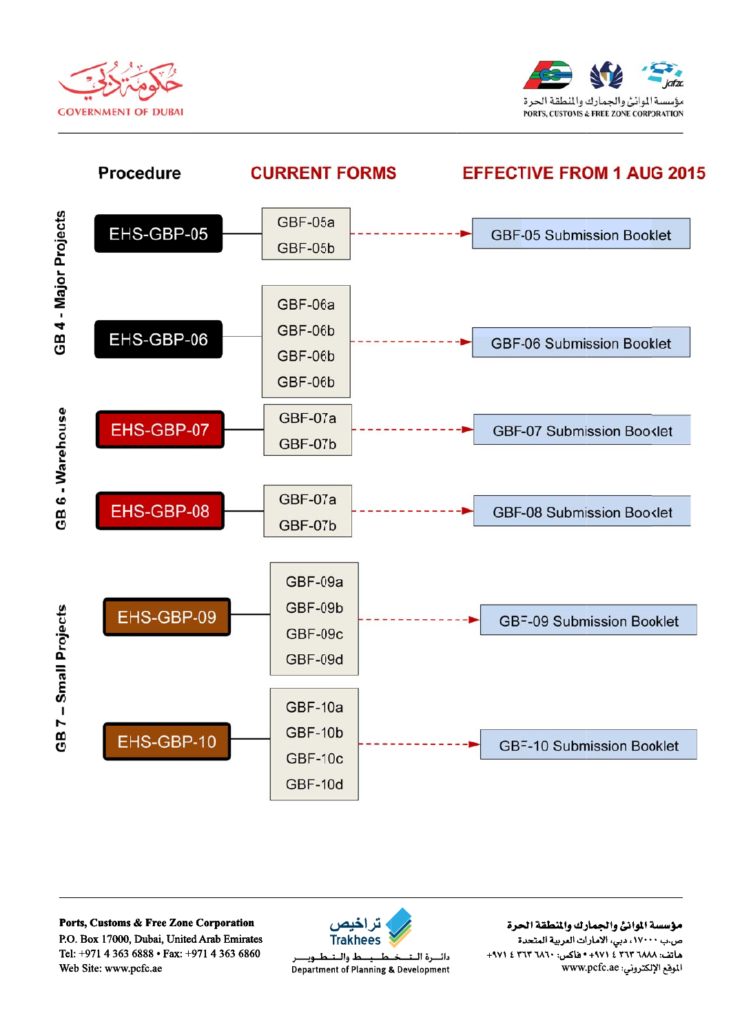| | Procedure | CURRENT FORMS | EFFECTIVE FROM 1 AUG 2015 |
|---|---|---|---|
| GB 4 - Major Projects | EHS-GBP-05 | GBF-05a<br>GBF-05b | GBF-05 Submission Booklet |
| | EHS-GBP-06 | GBF-06a<br>GBF-06b<br>GBF-06b<br>GBF-06b | GBF-06 Submission Booklet |
| GB 6 - Warehouse | EHS-GBP-07 | GBF-07a<br>GBF-07b | GBF-07 Submission Booklet |
| | EHS-GBP-08 | GBF-07a<br>GBF-07b | GBF-08 Submission Booklet |
| GB 7 – Small Projects | EHS-GBP-09 | GBF-09a<br>GBF-09b<br>GBF-09c<br>GBF-09d | GBF-09 Submission Booklet |
| | EHS-GBP-10 | GBF-10a<br>GBF-10b<br>GBF-10c<br>GBF-10d | GBF-10 Submission Booklet |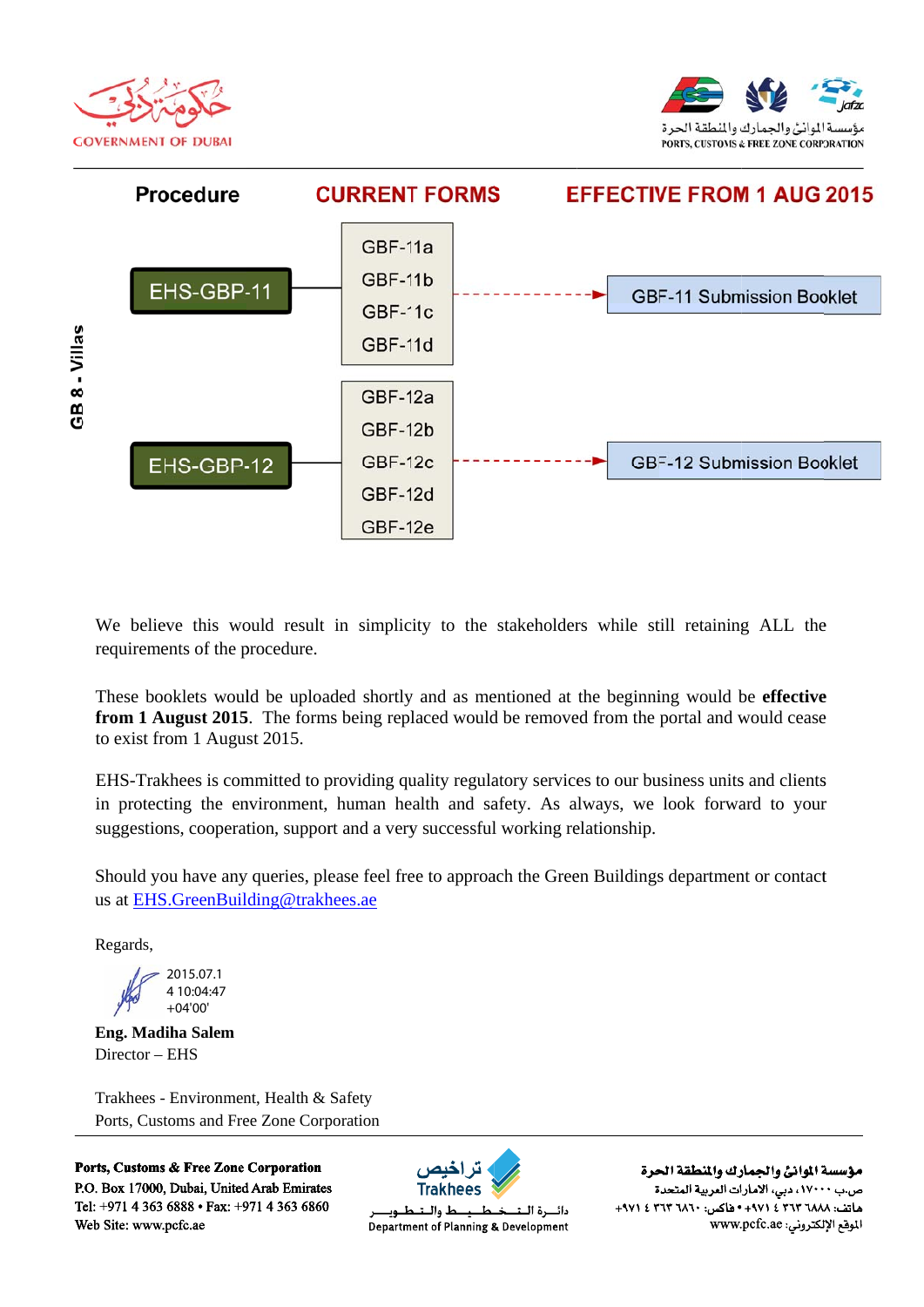| Procedure | CURRENT FORMS | EFFECTIVE FROM 1 AUG 2015 |
|---|---|---|
| EHS-GBP-11 | GBF-11a, GBF-11b, GBF-11c, GBF-11d | GBF-11 Submission Booklet |
| EHS-GBP-12 | GBF-12a, GBF-12b, GBF-12c, GBF-12d, GBF-12e | GBF-12 Submission Booklet |

GB 8 - Villas

We believe this would result in simplicity to the stakeholders while still retaining ALL the requirements of the procedure.

These booklets would be uploaded shortly and as mentioned at the beginning would be **effective from 1 August 2015**. The forms being replaced would be removed from the portal and would cease to exist from 1 August 2015.

EHS-Trakhees is committed to providing quality regulatory services to our business units and clients in protecting the environment, human health and safety. As always, we look forward to your suggestions, cooperation, support and a very successful working relationship.

Should you have any queries, please feel free to approach the Green Buildings department or contact us at EHS.GreenBuilding@trakhees.ae

Regards,

2015.07.14 10:04:47 +04'00'

**Eng. Madiha Salem**
Director – EHS

Trakhees - Environment, Health & Safety
Ports, Customs and Free Zone Corporation